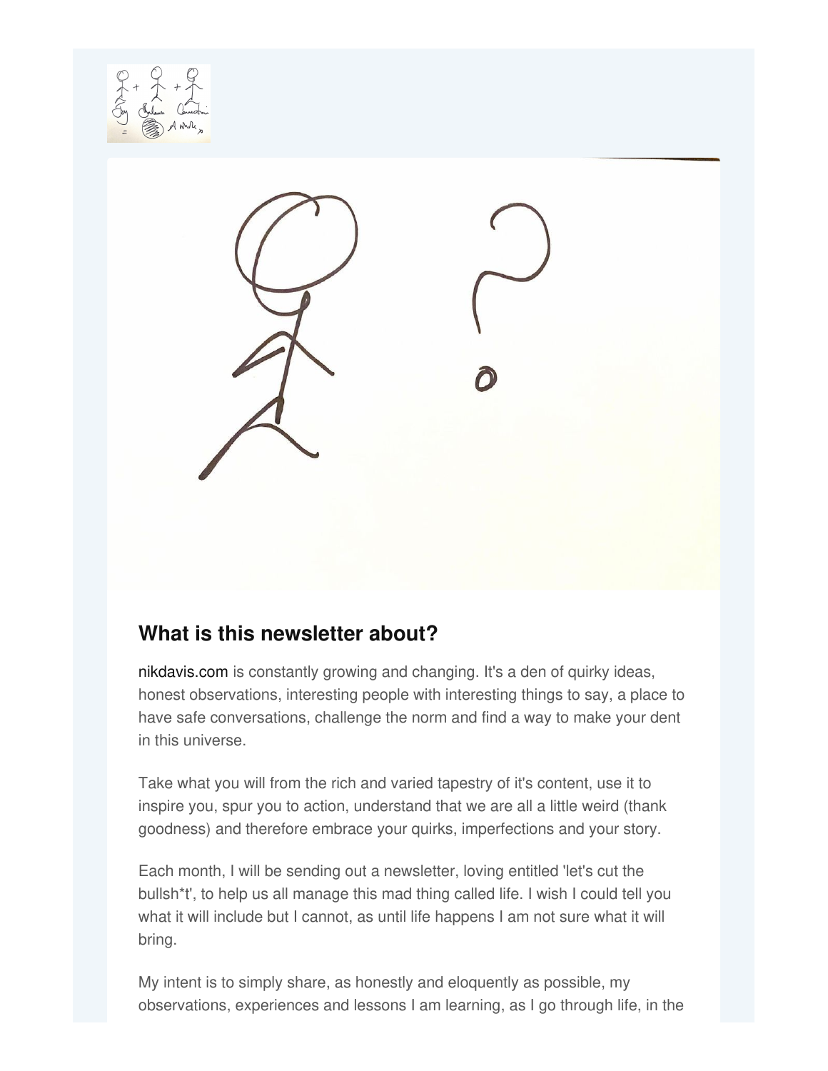## What is this newsletter about?

nikdavis.com is constantly growing and changing. It's a den of quirky ideas, honest observations, interesting people with interesting things to say, a place to have safe conversations, challenge the norm and find a way to make your dent in this universe.

Take what you will from the rich and varied tapestry of it's content, use it to inspire you, spur you to action, understand that we are all a little weird (thank goodness) and therefore embrace your quirks, imperfections and your story.

Each month, I will be sending out a newsletter, loving entitled 'let's cut the bullsh*t', to help us all manage this mad thing called life. I wish I could tell you what it will include but I cannot, as until life happens I am not sure what it will bring.

My intent is to simply share, as honestly and eloquently as possible, my observations, experiences and lessons I am learning, as I go through life, in the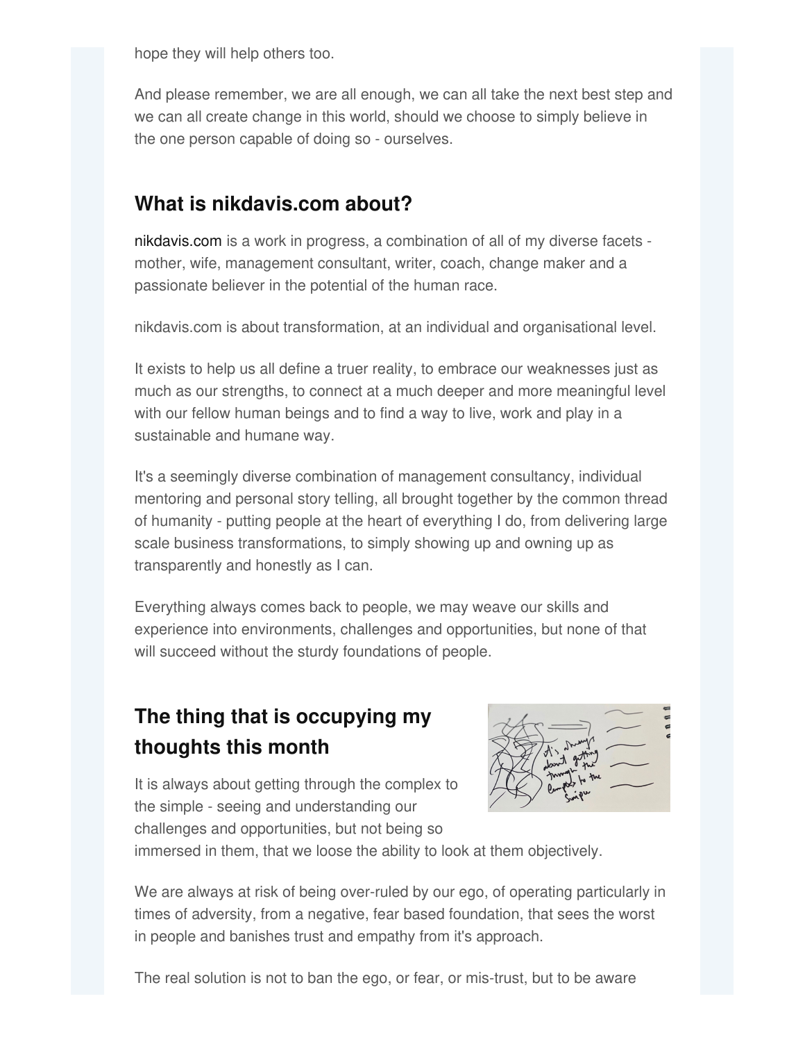hope they will help others too.

And please remember, we are all enough, we can all take the next best step and we can all create change in this world, should we choose to simply believe in the one person capable of doing so - ourselves.

## What is nikdavis.com about?

nikdavis.com is a work in progress, a combination of all of my diverse facets - mother, wife, management consultant, writer, coach, change maker and a passionate believer in the potential of the human race.

nikdavis.com is about transformation, at an individual and organisational level.

It exists to help us all define a truer reality, to embrace our weaknesses just as much as our strengths, to connect at a much deeper and more meaningful level with our fellow human beings and to find a way to live, work and play in a sustainable and humane way.

It's a seemingly diverse combination of management consultancy, individual mentoring and personal story telling, all brought together by the common thread of humanity - putting people at the heart of everything I do, from delivering large scale business transformations, to simply showing up and owning up as transparently and honestly as I can.

Everything always comes back to people, we may weave our skills and experience into environments, challenges and opportunities, but none of that will succeed without the sturdy foundations of people.

## The thing that is occupying my thoughts this month

It is always about getting through the complex to the simple - seeing and understanding our challenges and opportunities, but not being so immersed in them, that we loose the ability to look at them objectively.

We are always at risk of being over-ruled by our ego, of operating particularly in times of adversity, from a negative, fear based foundation, that sees the worst in people and banishes trust and empathy from it's approach.

The real solution is not to ban the ego, or fear, or mis-trust, but to be aware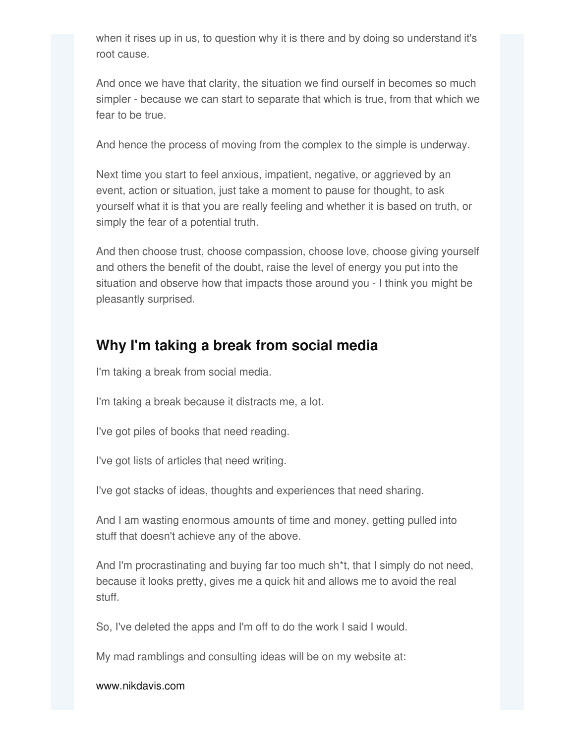when it rises up in us, to question why it is there and by doing so understand it's root cause.

And once we have that clarity, the situation we find ourself in becomes so much simpler - because we can start to separate that which is true, from that which we fear to be true.

And hence the process of moving from the complex to the simple is underway.

Next time you start to feel anxious, impatient, negative, or aggrieved by an event, action or situation, just take a moment to pause for thought, to ask yourself what it is that you are really feeling and whether it is based on truth, or simply the fear of a potential truth.

And then choose trust, choose compassion, choose love, choose giving yourself and others the benefit of the doubt, raise the level of energy you put into the situation and observe how that impacts those around you - I think you might be pleasantly surprised.

## Why I'm taking a break from social media

I'm taking a break from social media.

I'm taking a break because it distracts me, a lot.

I've got piles of books that need reading.

I've got lists of articles that need writing.

I've got stacks of ideas, thoughts and experiences that need sharing.

And I am wasting enormous amounts of time and money, getting pulled into stuff that doesn't achieve any of the above.

And I'm procrastinating and buying far too much sh*t, that I simply do not need, because it looks pretty, gives me a quick hit and allows me to avoid the real stuff.

So, I've deleted the apps and I'm off to do the work I said I would.

My mad ramblings and consulting ideas will be on my website at:

www.nikdavis.com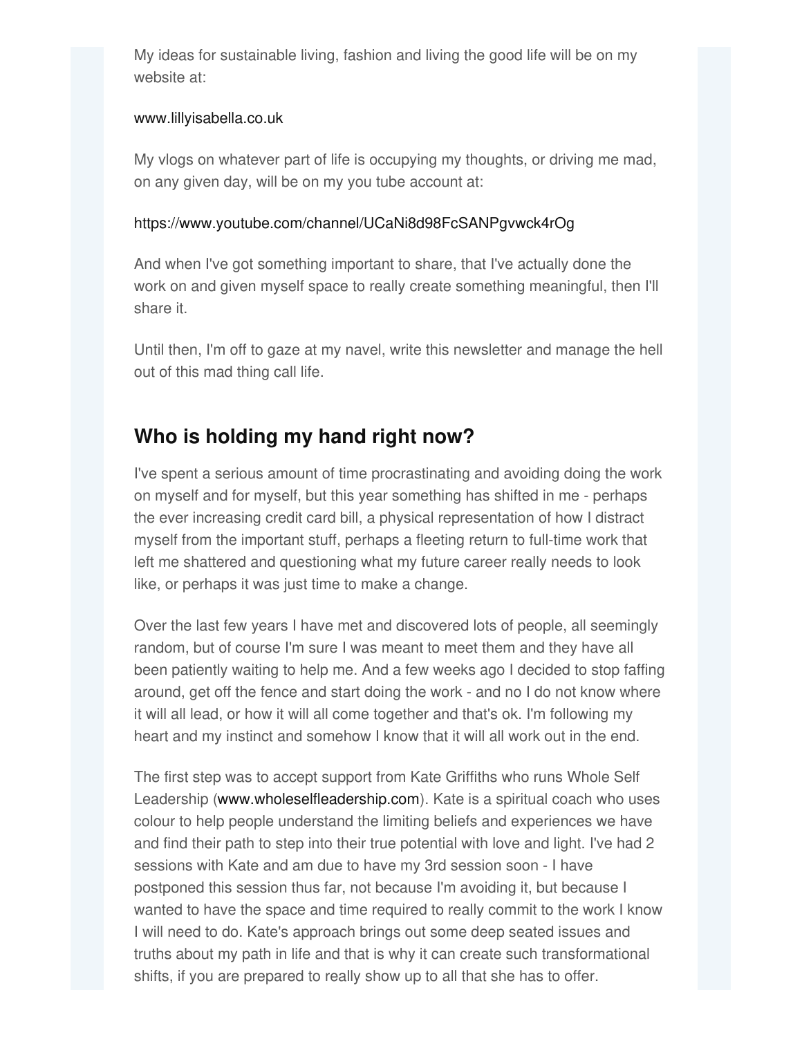My ideas for sustainable living, fashion and living the good life will be on my website at:

www.lillyisabella.co.uk

My vlogs on whatever part of life is occupying my thoughts, or driving me mad, on any given day, will be on my you tube account at:

https://www.youtube.com/channel/UCaNi8d98FcSANPgvwck4rOg

And when I've got something important to share, that I've actually done the work on and given myself space to really create something meaningful, then I'll share it.

Until then, I'm off to gaze at my navel, write this newsletter and manage the hell out of this mad thing call life.

## Who is holding my hand right now?

I've spent a serious amount of time procrastinating and avoiding doing the work on myself and for myself, but this year something has shifted in me - perhaps the ever increasing credit card bill, a physical representation of how I distract myself from the important stuff, perhaps a fleeting return to full-time work that left me shattered and questioning what my future career really needs to look like, or perhaps it was just time to make a change.

Over the last few years I have met and discovered lots of people, all seemingly random, but of course I'm sure I was meant to meet them and they have all been patiently waiting to help me. And a few weeks ago I decided to stop faffing around, get off the fence and start doing the work - and no I do not know where it will all lead, or how it will all come together and that's ok. I'm following my heart and my instinct and somehow I know that it will all work out in the end.

The first step was to accept support from Kate Griffiths who runs Whole Self Leadership (www.wholeselfleadership.com). Kate is a spiritual coach who uses colour to help people understand the limiting beliefs and experiences we have and find their path to step into their true potential with love and light. I've had 2 sessions with Kate and am due to have my 3rd session soon - I have postponed this session thus far, not because I'm avoiding it, but because I wanted to have the space and time required to really commit to the work I know I will need to do. Kate's approach brings out some deep seated issues and truths about my path in life and that is why it can create such transformational shifts, if you are prepared to really show up to all that she has to offer.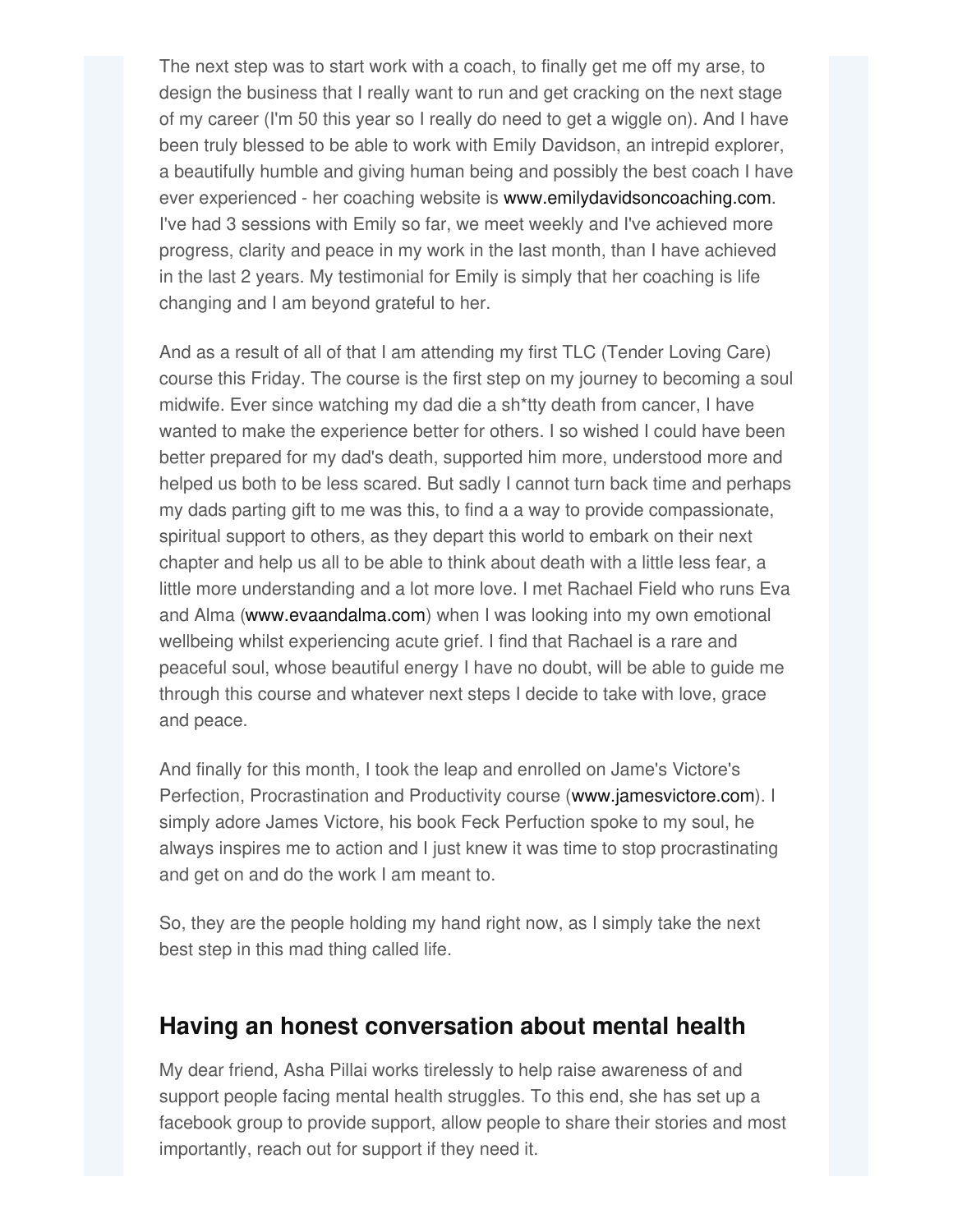The next step was to start work with a coach, to finally get me off my arse, to design the business that I really want to run and get cracking on the next stage of my career (I'm 50 this year so I really do need to get a wiggle on). And I have been truly blessed to be able to work with Emily Davidson, an intrepid explorer, a beautifully humble and giving human being and possibly the best coach I have ever experienced - her coaching website is www.emilydavidsoncoaching.com. I've had 3 sessions with Emily so far, we meet weekly and I've achieved more progress, clarity and peace in my work in the last month, than I have achieved in the last 2 years. My testimonial for Emily is simply that her coaching is life changing and I am beyond grateful to her.

And as a result of all of that I am attending my first TLC (Tender Loving Care) course this Friday. The course is the first step on my journey to becoming a soul midwife. Ever since watching my dad die a sh*tty death from cancer, I have wanted to make the experience better for others. I so wished I could have been better prepared for my dad's death, supported him more, understood more and helped us both to be less scared. But sadly I cannot turn back time and perhaps my dads parting gift to me was this, to find a a way to provide compassionate, spiritual support to others, as they depart this world to embark on their next chapter and help us all to be able to think about death with a little less fear, a little more understanding and a lot more love. I met Rachael Field who runs Eva and Alma (www.evaandalma.com) when I was looking into my own emotional wellbeing whilst experiencing acute grief. I find that Rachael is a rare and peaceful soul, whose beautiful energy I have no doubt, will be able to guide me through this course and whatever next steps I decide to take with love, grace and peace.

And finally for this month, I took the leap and enrolled on Jame's Victore's Perfection, Procrastination and Productivity course (www.jamesvictore.com). I simply adore James Victore, his book Feck Perfuction spoke to my soul, he always inspires me to action and I just knew it was time to stop procrastinating and get on and do the work I am meant to.

So, they are the people holding my hand right now, as I simply take the next best step in this mad thing called life.

## Having an honest conversation about mental health

My dear friend, Asha Pillai works tirelessly to help raise awareness of and support people facing mental health struggles. To this end, she has set up a facebook group to provide support, allow people to share their stories and most importantly, reach out for support if they need it.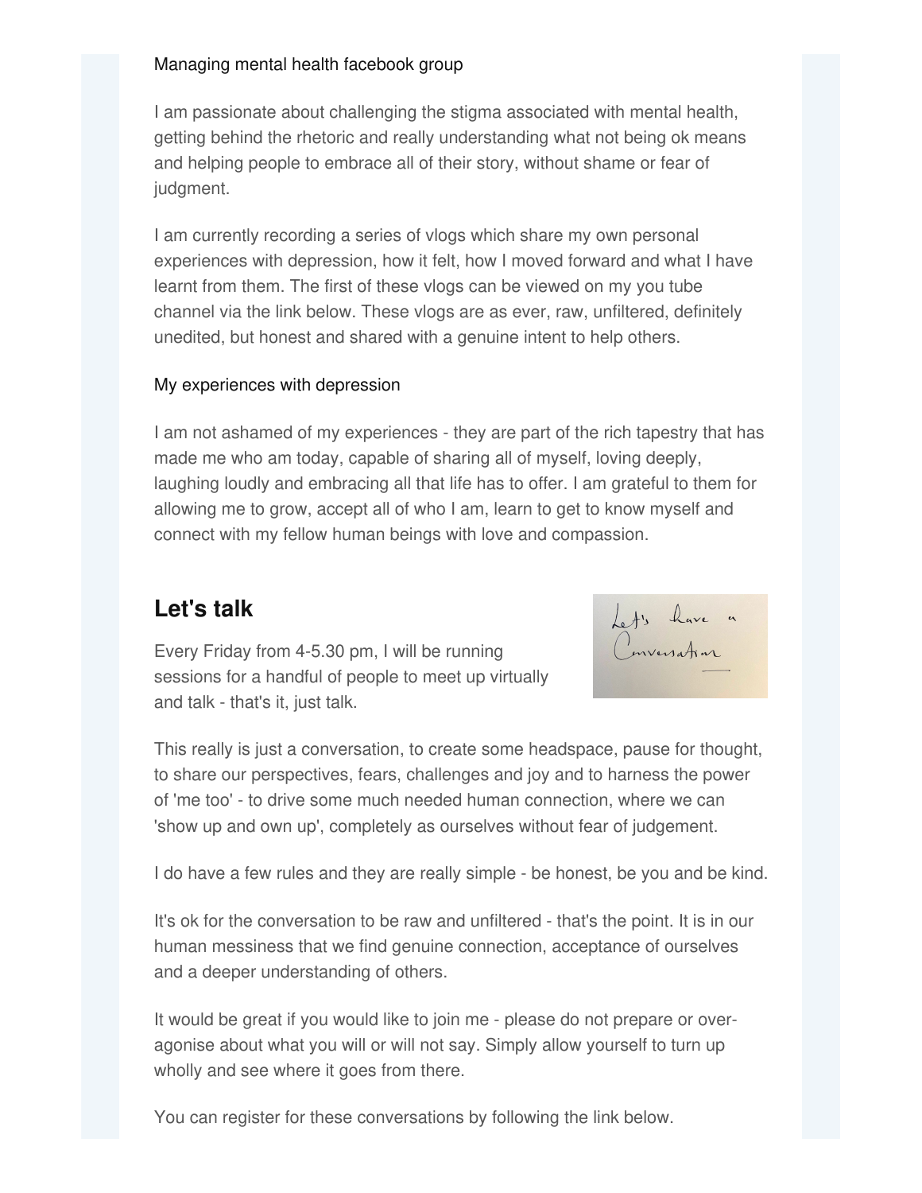Managing mental health facebook group

I am passionate about challenging the stigma associated with mental health, getting behind the rhetoric and really understanding what not being ok means and helping people to embrace all of their story, without shame or fear of judgment.

I am currently recording a series of vlogs which share my own personal experiences with depression, how it felt, how I moved forward and what I have learnt from them. The first of these vlogs can be viewed on my you tube channel via the link below. These vlogs are as ever, raw, unfiltered, definitely unedited, but honest and shared with a genuine intent to help others.

My experiences with depression

I am not ashamed of my experiences - they are part of the rich tapestry that has made me who am today, capable of sharing all of myself, loving deeply, laughing loudly and embracing all that life has to offer. I am grateful to them for allowing me to grow, accept all of who I am, learn to get to know myself and connect with my fellow human beings with love and compassion.

## Let's talk

Every Friday from 4-5.30 pm, I will be running sessions for a handful of people to meet up virtually and talk - that's it, just talk.

This really is just a conversation, to create some headspace, pause for thought, to share our perspectives, fears, challenges and joy and to harness the power of 'me too' - to drive some much needed human connection, where we can 'show up and own up', completely as ourselves without fear of judgement.

I do have a few rules and they are really simple - be honest, be you and be kind.

It's ok for the conversation to be raw and unfiltered - that's the point. It is in our human messiness that we find genuine connection, acceptance of ourselves and a deeper understanding of others.

It would be great if you would like to join me - please do not prepare or over-agonise about what you will or will not say. Simply allow yourself to turn up wholly and see where it goes from there.

You can register for these conversations by following the link below.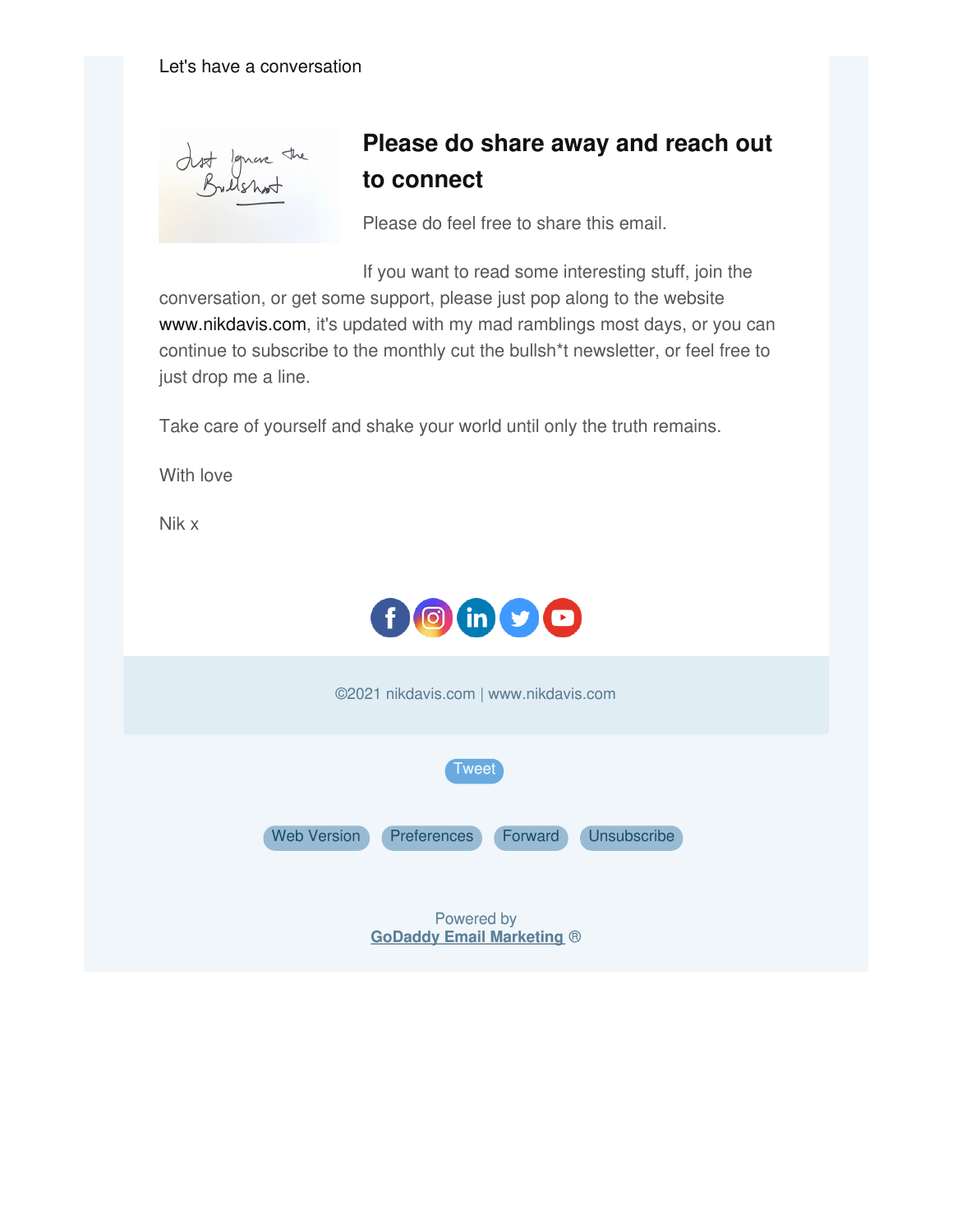Let's have a conversation

## Please do share away and reach out to connect

Please do feel free to share this email.

If you want to read some interesting stuff, join the conversation, or get some support, please just pop along to the website www.nikdavis.com, it's updated with my mad ramblings most days, or you can continue to subscribe to the monthly cut the bullsh*t newsletter, or feel free to just drop me a line.

Take care of yourself and shake your world until only the truth remains.

With love

Nik x

©2021 nikdavis.com | www.nikdavis.com

Tweet

Web Version Preferences Forward Unsubscribe

Powered by
**GoDaddy Email Marketing** ®